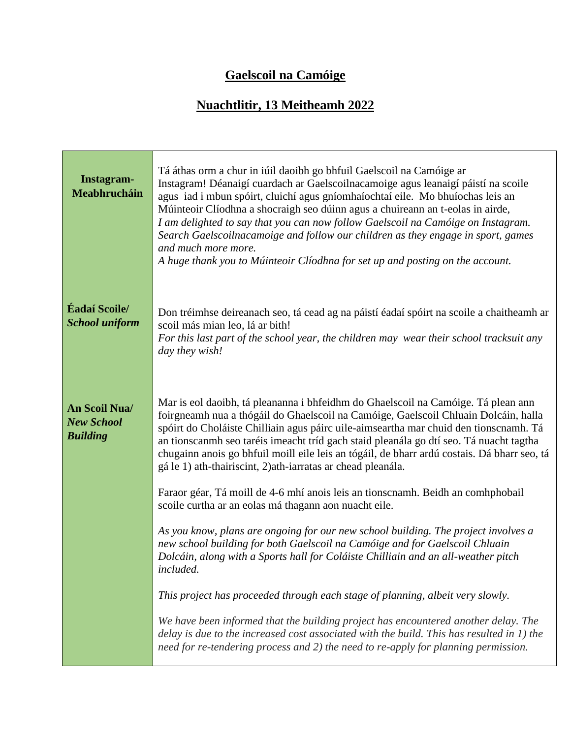# Gaelscoil na Camóige

## Nuachtlitir, 13 Meitheamh 2022

| | |
|---|---|
| **Instagram-Meabhrucháin** | Tá áthas orm a chur in iúil daoibh go bhfuil Gaelscoil na Camóige ar Instagram! Déanaigí cuardach ar Gaelscoilnacamoige agus leanaigí páistí na scoile agus iad i mbun spóirt, cluichí agus gníomhaíochtaí eile. Mo bhuíochas leis an Múinteoir Clíodhna a shocraigh seo dúinn agus a chuireann an t-eolas in airde, *I am delighted to say that you can now follow Gaelscoil na Camóige on Instagram. Search Gaelscoilnacamoige and follow our children as they engage in sport, games and much more more.* *A huge thank you to Múinteoir Clíodhna for set up and posting on the account.* |
| **Éadaí Scoile/ *School uniform*** | Don tréimhse deireanach seo, tá cead ag na páistí éadaí spóirt na scoile a chaitheamh ar scoil más mian leo, lá ar bith! *For this last part of the school year, the children may wear their school tracksuit any day they wish!* |
| **An Scoil Nua/ *New School Building*** | Mar is eol daoibh, tá pleananna i bhfeidhm do Ghaelscoil na Camóige. Tá plean ann foirgneamh nua a thógáil do Ghaelscoil na Camóige, Gaelscoil Chluain Dolcáin, halla spóirt do Choláiste Chilliain agus páirc uile-aimseartha mar chuid den tionscnamh. Tá an tionscanmh seo taréis imeacht tríd gach staid pleanála go dtí seo. Tá nuacht tagtha chugainn anois go bhfuil moill eile leis an tógáil, de bharr ardú costais. Dá bharr seo, tá gá le 1) ath-thairiscint, 2)ath-iarratas ar chead pleanála.<br><br>Faraor géar, Tá moill de 4-6 mhí anois leis an tionscnamh. Beidh an comhphobail scoile curtha ar an eolas má thagann aon nuacht eile.<br><br>*As you know, plans are ongoing for our new school building. The project involves a new school building for both Gaelscoil na Camóige and for Gaelscoil Chluain Dolcáin, along with a Sports hall for Coláiste Chilliain and an all-weather pitch included.*<br><br>*This project has proceeded through each stage of planning, albeit very slowly.*<br><br>*We have been informed that the building project has encountered another delay. The delay is due to the increased cost associated with the build. This has resulted in 1) the need for re-tendering process and 2) the need to re-apply for planning permission.* |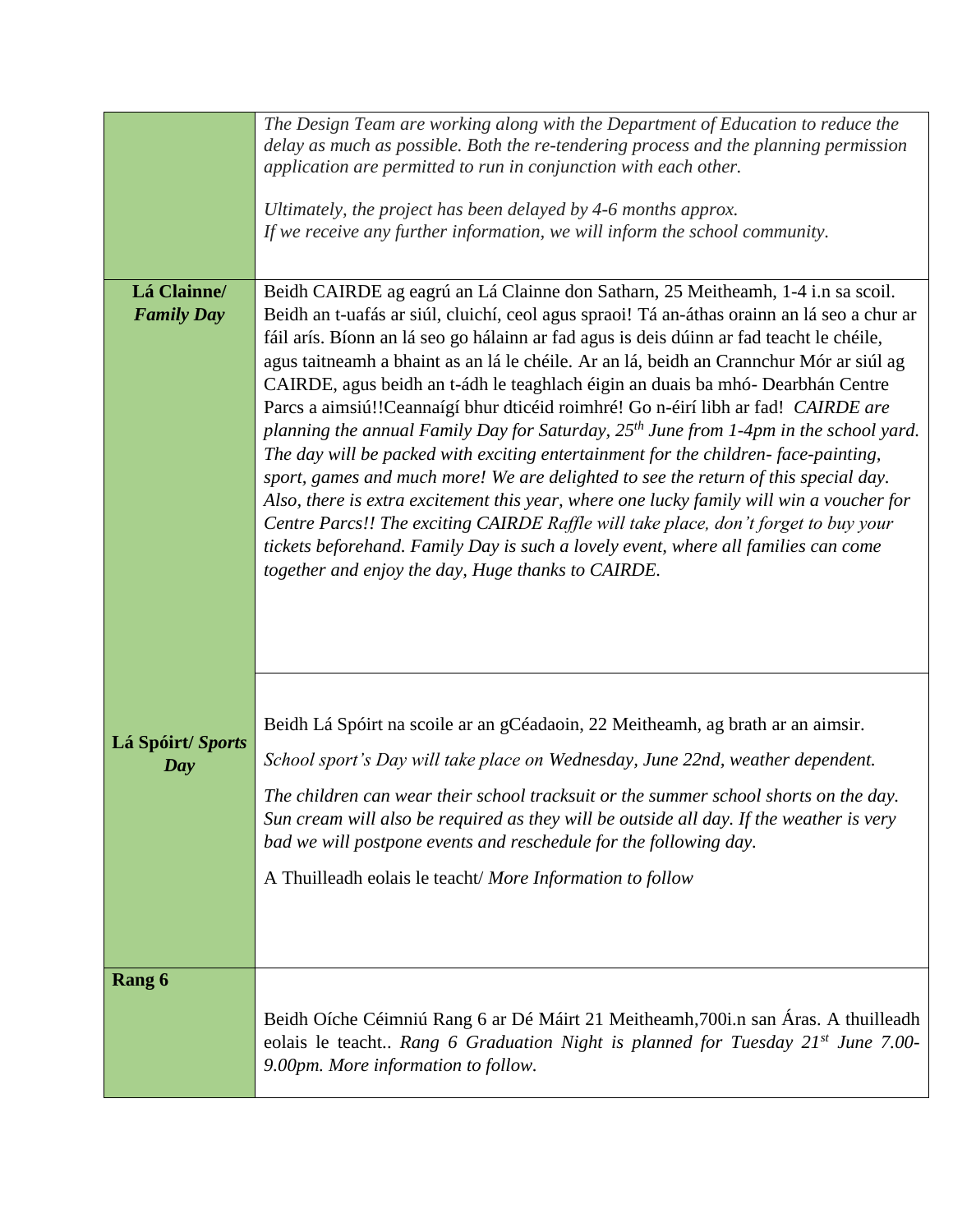| | |
|---|---|
| | *The Design Team are working along with the Department of Education to reduce the delay as much as possible. Both the re-tendering process and the planning permission application are permitted to run in conjunction with each other.*<br><br>*Ultimately, the project has been delayed by 4-6 months approx.*<br>*If we receive any further information, we will inform the school community.* |
| **Lá Clainne/ *Family Day*** | Beidh CAIRDE ag eagrú an Lá Clainne don Satharn, 25 Meitheamh, 1-4 i.n sa scoil. Beidh an t-uafás ar siúl, cluichí, ceol agus spraoi! Tá an-áthas orainn an lá seo a chur ar fáil arís. Bíonn an lá seo go hálainn ar fad agus is deis dúinn ar fad teacht le chéile, agus taitneamh a bhaint as an lá le chéile. Ar an lá, beidh an Crannchur Mór ar siúl ag CAIRDE, agus beidh an t-ádh le teaghlach éigin an duais ba mhó- Dearbhán Centre Parcs a aimsiú!!Ceannaígí bhur dticéid roimhré! Go n-éirí libh ar fad! *CAIRDE are planning the annual Family Day for Saturday, 25th June from 1-4pm in the school yard. The day will be packed with exciting entertainment for the children- face-painting, sport, games and much more! We are delighted to see the return of this special day. Also, there is extra excitement this year, where one lucky family will win a voucher for Centre Parcs!! The exciting CAIRDE Raffle will take place, don't forget to buy your tickets beforehand. Family Day is such a lovely event, where all families can come together and enjoy the day, Huge thanks to CAIRDE.* |
| **Lá Spóirt/ *Sports Day*** | Beidh Lá Spóirt na scoile ar an gCéadaoin, 22 Meitheamh, ag brath ar an aimsir.<br><br>*School sport's Day will take place on Wednesday, June 22nd, weather dependent.*<br><br>*The children can wear their school tracksuit or the summer school shorts on the day. Sun cream will also be required as they will be outside all day. If the weather is very bad we will postpone events and reschedule for the following day.*<br><br>A Thuilleadh eolais le teacht/ *More Information to follow* |
| **Rang 6** | Beidh Oíche Céimniú Rang 6 ar Dé Máirt 21 Meitheamh,700i.n san Áras. A thuilleadh eolais le teacht.. *Rang 6 Graduation Night is planned for Tuesday 21st June 7.00-9.00pm. More information to follow.* |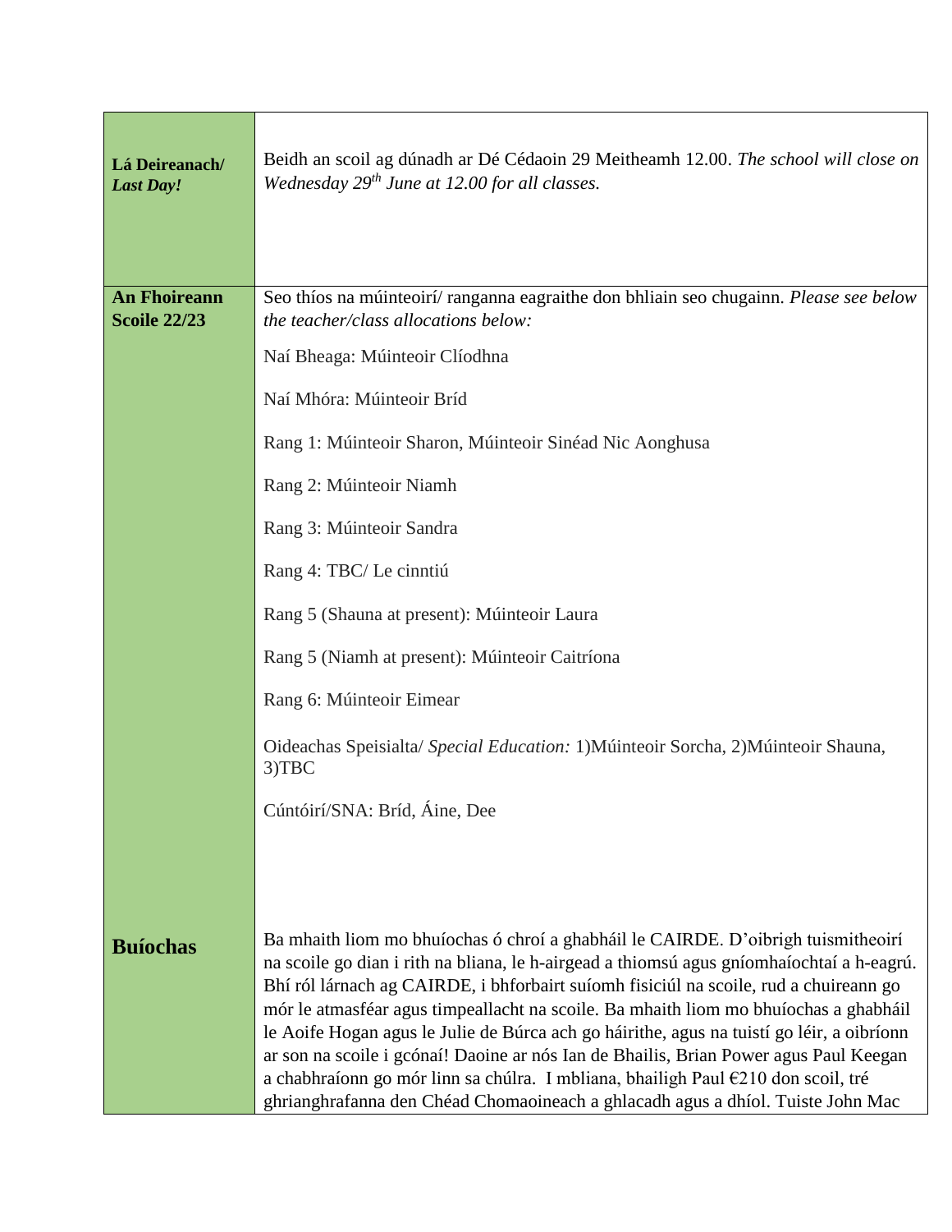| | |
|---|---|
| **Lá Deireanach/** ***Last Day!*** | Beidh an scoil ag dúnadh ar Dé Cédaoin 29 Meitheamh 12.00. *The school will close on Wednesday 29th June at 12.00 for all classes.* |
| **An Fhoireann Scoile 22/23** | Seo thíos na múinteoirí/ ranganna eagraithe don bhliain seo chugainn. *Please see below the teacher/class allocations below:*<br><br>Naí Bheaga: Múinteoir Clíodhna<br><br>Naí Mhóra: Múinteoir Bríd<br><br>Rang 1: Múinteoir Sharon, Múinteoir Sinéad Nic Aonghusa<br><br>Rang 2: Múinteoir Niamh<br><br>Rang 3: Múinteoir Sandra<br><br>Rang 4: TBC/ Le cinntiú<br><br>Rang 5 (Shauna at present): Múinteoir Laura<br><br>Rang 5 (Niamh at present): Múinteoir Caitríona<br><br>Rang 6: Múinteoir Eimear<br><br>Oideachas Speisialta/ *Special Education:* 1)Múinteoir Sorcha, 2)Múinteoir Shauna, 3)TBC<br><br>Cúntóirí/SNA: Bríd, Áine, Dee |
| **Buíochas** | Ba mhaith liom mo bhuíochas ó chroí a ghabháil le CAIRDE. D'oibrigh tuismitheoirí na scoile go dian i rith na bliana, le h-airgead a thiomsú agus gníomhaíochtaí a h-eagrú. Bhí ról lárnach ag CAIRDE, i bhforbairt suíomh fisiciúl na scoile, rud a chuireann go mór le atmasféar agus timpeallacht na scoile. Ba mhaith liom mo bhuíochas a ghabháil le Aoife Hogan agus le Julie de Búrca ach go háirithe, agus na tuistí go léir, a oibríonn ar son na scoile i gcónaí! Daoine ar nós Ian de Bhailis, Brian Power agus Paul Keegan a chabhraíonn go mór linn sa chúlra. I mbliana, bhailigh Paul €210 don scoil, tré ghrianghrafanna den Chéad Chomaoineach a ghlacadh agus a dhíol. Tuiste John Mac |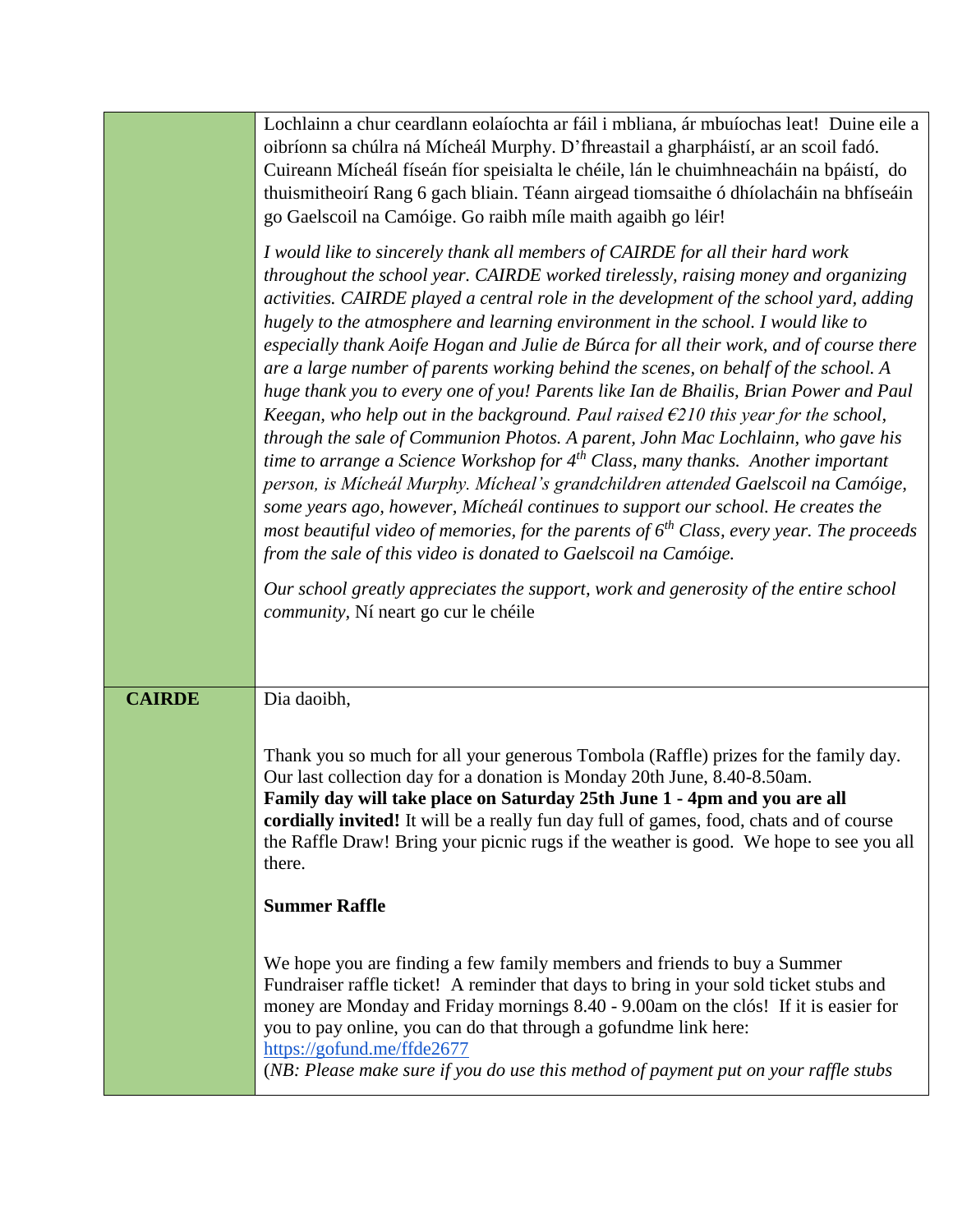| | |
|---|---|
| | Lochlainn a chur ceardlann eolaíochta ar fáil i mbliana, ár mbuíochas leat! Duine eile a oibríonn sa chúlra ná Mícheál Murphy. D'fhreastail a gharpháistí, ar an scoil fadó. Cuireann Mícheál físeán fíor speisialta le chéile, lán le chuimhneacháin na bpáistí, do thuismitheoirí Rang 6 gach bliain. Téann airgead tiomsaithe ó dhíolacháin na bhfíseáin go Gaelscoil na Camóige. Go raibh míle maith agaibh go léir!<br><br>*I would like to sincerely thank all members of CAIRDE for all their hard work throughout the school year. CAIRDE worked tirelessly, raising money and organizing activities. CAIRDE played a central role in the development of the school yard, adding hugely to the atmosphere and learning environment in the school. I would like to especially thank Aoife Hogan and Julie de Búrca for all their work, and of course there are a large number of parents working behind the scenes, on behalf of the school. A huge thank you to every one of you! Parents like Ian de Bhailis, Brian Power and Paul Keegan, who help out in the background. Paul raised €210 this year for the* school, *through the sale of Communion Photos. A parent, John Mac Lochlainn, who gave his time to arrange a Science Workshop for 4th Class, many thanks. Another important person, is Mícheál Murphy. Mícheal's grandchildren attended Gaelscoil na Camóige, some years ago, however, Mícheál continues to support our school. He creates the most beautiful video of memories, for the parents of 6th Class, every year. The proceeds from the sale of this video is donated to Gaelscoil na Camóige.*<br><br>*Our school greatly appreciates the support, work and generosity of the entire school community,* Ní neart go cur le chéile |
| **CAIRDE** | Dia daoibh,<br><br>Thank you so much for all your generous Tombola (Raffle) prizes for the family day. Our last collection day for a donation is Monday 20th June, 8.40-8.50am.<br>**Family day will take place on Saturday 25th June 1 - 4pm and you are all cordially invited!** It will be a really fun day full of games, food, chats and of course the Raffle Draw! Bring your picnic rugs if the weather is good. We hope to see you all there.<br><br>**Summer Raffle**<br><br>We hope you are finding a few family members and friends to buy a Summer Fundraiser raffle ticket! A reminder that days to bring in your sold ticket stubs and money are Monday and Friday mornings 8.40 - 9.00am on the clós! If it is easier for you to pay online, you can do that through a gofundme link here:<br>https://gofund.me/ffde2677<br>(*NB: Please make sure if you do use this method of payment put on your raffle stubs* |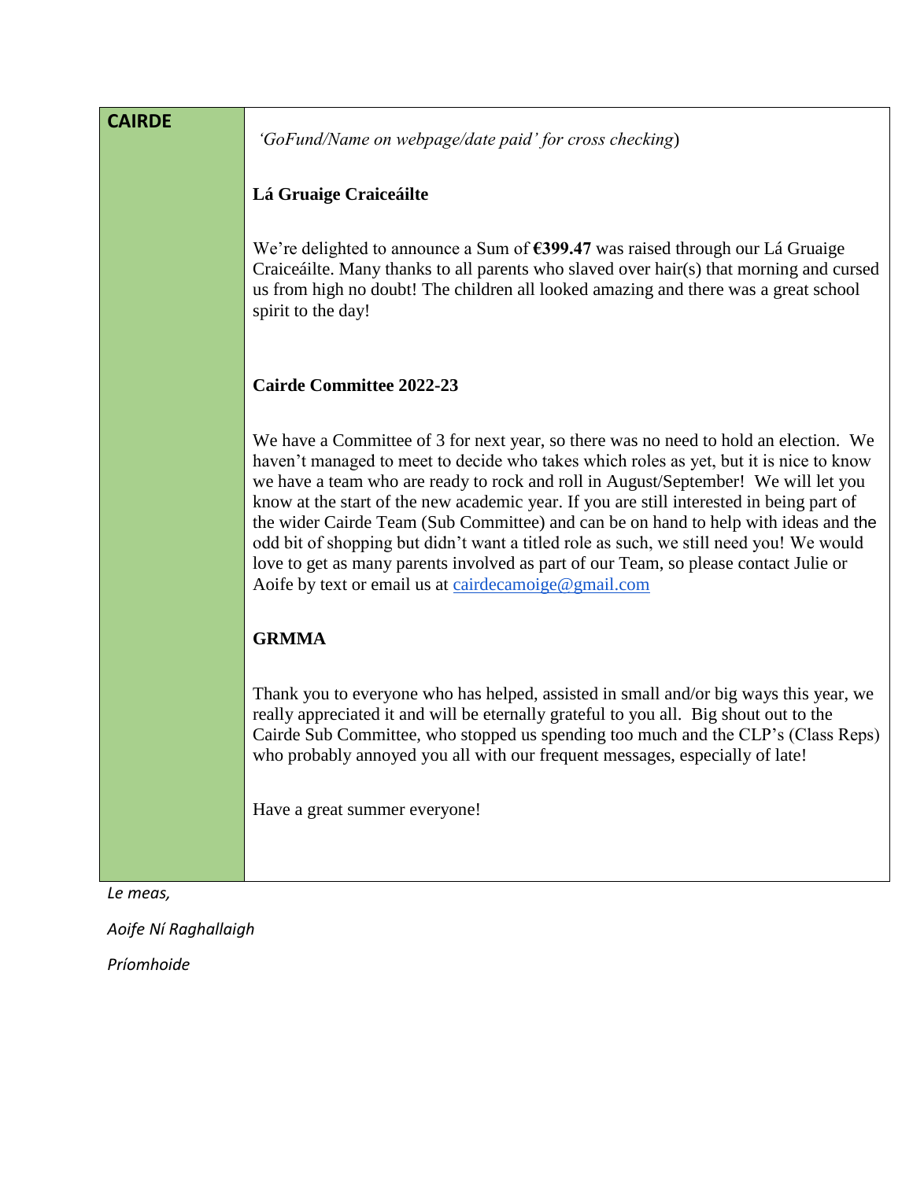| | |
|---|---|
| **CAIRDE** | *'GoFund/Name on webpage/date paid' for cross checking*)<br><br>**Lá Gruaige Craiceáilte**<br><br>We're delighted to announce a Sum of **€399.47** was raised through our Lá Gruaige Craiceáilte. Many thanks to all parents who slaved over hair(s) that morning and cursed us from high no doubt! The children all looked amazing and there was a great school spirit to the day!<br><br>**Cairde Committee 2022-23**<br><br>We have a Committee of 3 for next year, so there was no need to hold an election. We haven't managed to meet to decide who takes which roles as yet, but it is nice to know we have a team who are ready to rock and roll in August/September! We will let you know at the start of the new academic year. If you are still interested in being part of the wider Cairde Team (Sub Committee) and can be on hand to help with ideas and the odd bit of shopping but didn't want a titled role as such, we still need you! We would love to get as many parents involved as part of our Team, so please contact Julie or Aoife by text or email us at cairdecamoige@gmail.com<br><br>**GRMMA**<br><br>Thank you to everyone who has helped, assisted in small and/or big ways this year, we really appreciated it and will be eternally grateful to you all. Big shout out to the Cairde Sub Committee, who stopped us spending too much and the CLP's (Class Reps) who probably annoyed you all with our frequent messages, especially of late!<br><br>Have a great summer everyone! |

*Le meas,*

*Aoife Ní Raghallaigh*

*Príomhoide*